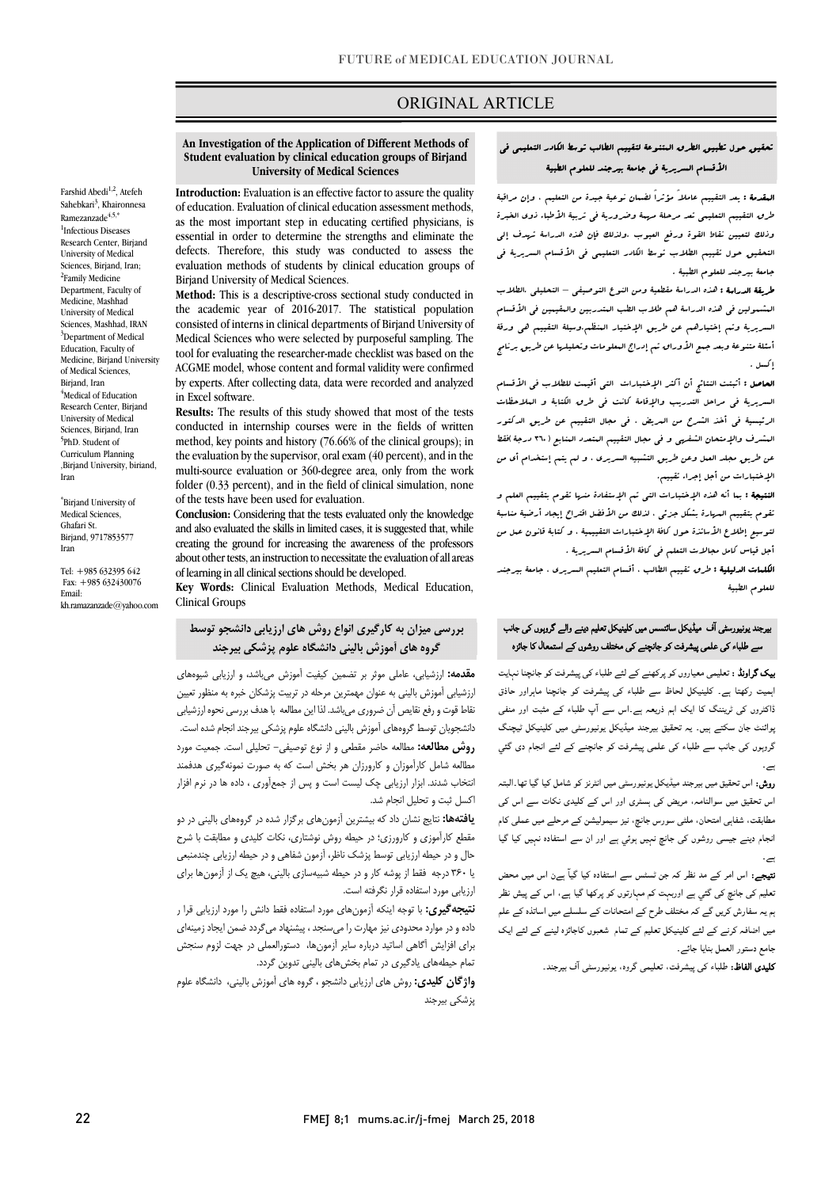ORIGINAL ARTICLE

## An Investigation of the Application of Different Methods of Student evaluation by clinical education groups of Birjand University of Medical Sciences

Farshid Abedi[1,2], Atefeh Sahebkari[3], Khaironnesa Ramezanzade[4,5,*]

[1]Infectious Diseases Research Center, Birjand University of Medical Sciences, Birjand, Iran;
[2]Family Medicine Department, Faculty of Medicine, Mashhad University of Medical Sciences, Mashhad, IRAN
[3]Department of Medical Education, Faculty of Medicine, Birjand University of Medical Sciences, Birjand, Iran
[4]Medical of Education Research Center, Birjand University of Medical Sciences, Birjand, Iran
[5]PhD. Student of Curriculum Planning ,Birjand University, birjand, Iran

*Birjand University of Medical Sciences, Ghafari St. Birjand, 9717853577 Iran

Tel: +985 632395 642
Fax: +985 632430076
Email: kh.ramazanzade@yahoo.com

**Introduction:** Evaluation is an effective factor to assure the quality of education. Evaluation of clinical education assessment methods, as the most important step in educating certified physicians, is essential in order to determine the strengths and eliminate the defects. Therefore, this study was conducted to assess the evaluation methods of students by clinical education groups of Birjand University of Medical Sciences.

**Method:** This is a descriptive-cross sectional study conducted in the academic year of 2016-2017. The statistical population consisted of interns in clinical departments of Birjand University of Medical Sciences who were selected by purposeful sampling. The tool for evaluating the researcher-made checklist was based on the ACGME model, whose content and formal validity were confirmed by experts. After collecting data, data were recorded and analyzed in Excel software.

**Results:** The results of this study showed that most of the tests conducted in internship courses were in the fields of written method, key points and history (76.66% of the clinical groups); in the evaluation by the supervisor, oral exam (40 percent), and in the multi-source evaluation or 360-degree area, only from the work folder (0.33 percent), and in the field of clinical simulation, none of the tests have been used for evaluation.

**Conclusion:** Considering that the tests evaluated only the knowledge and also evaluated the skills in limited cases, it is suggested that, while creating the ground for increasing the awareness of the professors about other tests, an instruction to necessitate the evaluation of all areas of learning in all clinical sections should be developed.

**Key Words:** Clinical Evaluation Methods, Medical Education, Clinical Groups

## تحقیق حول تطبیق الطرق المتنوعة لتقییم الطالب توسط الکادر التعلیمی فی الأقسام السریریة فی جامعة بیرجند للعلوم الطبیة

**المقدمة :** یعد التقییم عاملاً مؤثراً لضمان نوعیة جیدة من التعلیم ، وإن مراقبة طرق التقییم التعلیمی تعد مرحلة مهمة وضروریة فی تربیة الأطباء ذوی الخبرة وذلک لتعیین نقاط القوة ورفع العیوب .ولذلک فإن هذه الدراسة تهدف إلی التحقیق حول تقییم الطلاب توسط الکادر التعلیمی فی الأقسام السریریة فی جامعة بیرجند للعلوم الطبیة .

**طریقة الدراسة :** هذه الدراسة مقطعیة ومن النوع التوصیفی – التحلیلی .الطلاب المشمولین فی هذه الدراسة هم طلاب الطب المتدربین والمقیمین فی الأقسام السریریة وتم إختیارهم عن طریق الإختیار المنظم.وسیلة التقییم هی ورقة أسئلة متنوعة وبعد جمع الأوراق تم إدراج المعلومات وتحلیلها عن طریق برنامج إکسل .

**الحاصل :** أثبتت النتائج أن أکثر الإختبارات التی أقیمت للطلاب فی الأقسام السریریة فی مراحل التدریب والإقامة کانت فی طرق الکتابة و الملاحظات الرئیسیة فی أخذ الشرح من المریض ، فی مجال التقییم عن طریق الدکتور المشرف والإمتحان الشفهی و فی مجال التقییم المتعدد المنابع (٣٦٠ درجة )فقط عن طریق مجلد العمل وعن طریق التشبیه السریری ، و لم یتم إستخدام أی من الإختبارات من أجل إجراء تقییم.

**النتیجة :** بما أنه هذه الإختبارات التی تم الإستفادة منها تقوم بتقییم العلم و تقوم بتقییم المهارة بشکل جزئی ، لذلک من الأفضل اقتراح إیجاد أرضیة مناسبة لتوسیع إطلاع الأساتذة حول کافة الإختبارات التقییمیة ، و کتابة قانون عمل من أجل قیاس کامل مجالات التعلم فی کافة الأقسام السریریة .

**الکلمات الدلیلیة :** طرق تقییم الطالب ، أقسام التعلیم السریری ، جامعة بیرجند للعلوم الطبیة

## بیرجند یونیورسٹی آف میڈیکل سائنسس میں کلینیکل تعلیم دینے والے گروہوں کی جانب سے طلباء کی علمی پیشرفت کو جانچنے کی مختلف روشوں کے استعمال کا جائزہ

**بیک گراونڈ :** تعلیمی معیاروں کو پرکھنے کے لئے طلباء کی پیشرفت کو جانچنا نہایت اہمیت رکھتا ہے۔ کلینیکل لحاظ سے طلباء کی پیشرفت کو جانچنا ماہراور حاذق ڈاکٹروں کی ٹریننگ کا ایک اہم ذریعہ ہے۔اس سے آپ طلباء کے مثبت اور منفی پوائنٹ جان سکتے ہیں۔ یہ تحقیق بیرجند میڈیکل یونیورسٹی میں کلینیکل ٹیچنگ گروہوں کی جانب سے طلباء کی علمی پیشرفت کو جانچنے کے لئے انجام دی گئي ہے۔

**روش:** اس تحقیق میں بیرجند میڈیکل یونیورسٹی میں انٹرنز کو شامل کیا گيا تھا۔البتہ اس تحقیق میں سوالنامہ، مریض کی ہسٹری اور اس کے کلیدی نکات سے اس کی مطابقت، شفاہی امتحان، ملٹی سورس جائچ، نیز سیمولیشن کے مرحلے میں عملی کام انجام دینے جیسی روشوں کی جانچ نہیں ہوئي ہے اور ان سے استفادہ نہیں کیا گیا ہے۔

**نتیجے:** اس امر کے مد نظر کہ جن ٹسٹس سے استفادہ کیا گیاۃ ہےان اس میں محض تعلیم کی جانچ کی گئي ہے اوربہت کم مہارتوں کو پرکھا گيا ہے، اس کے پیش نظر ہم یہ سفارش کریں گے کہ مختلف طرح کے امتحانات کے سلسلے میں اساتذہ کے علم میں اضافہ کرنے کے لئے کلینیکل تعلیم کے تمام شعبوں کاجائزہ لینے کے لئے ایک جامع دستور العمل بنایا جائے۔

**کلیدی الفاظ:** طلباء کی پیشرفت، تعلیمی گروہ، یونیورسٹی آف بیرجند.

## بررسی میزان به کارگیری انواع روش های ارزیابی دانشجو توسط گروه های آموزش بالینی دانشگاه علوم پزشکی بیرجند

**مقدمه:** ارزشیابی، عاملی موثر بر تضمین کیفیت آموزش می‌باشد، و ارزیابی شیوه‌های ارزشیابی آموزش بالینی به عنوان مهمترین مرحله در تربیت پزشکان خبره به منظور تعیین نقاط قوت و رفع نقایص آن ضروری می‌باشد. لذا این مطالعه  با هدف بررسی نحوه ارزشیابی دانشجویان توسط گروه‌های آموزش بالینی دانشگاه علوم پزشکی بیرجند انجام شده است.

**روش مطالعه:** مطالعه حاضر مقطعی و از نوع توصیفی- تحلیلی است. جمعیت مورد مطالعه شامل کارآموزان و کارورزان هر بخش است که به صورت نمونه‌گیری هدفمند انتخاب شدند. ابزار ارزیابی چک لیست است و پس از جمع‌آوری ، داده ها در نرم افزار اکسل ثبت و تحلیل انجام شد.

**یافته‌ها:** نتایج نشان داد که بیشترین آزمون‌های برگزار شده در گروه‌های بالینی در دو مقطع کارآموزی و کارورزی؛ در حیطه روش نوشتاری، نکات کلیدی و مطابقت با شرح حال و در حیطه ارزیابی توسط پزشک ناظر، آزمون شفاهی و در حیطه ارزیابی چندمنبعی یا ۳۶۰ درجه  فقط از پوشه کار و در حیطه شبیه‌سازی بالینی، هیچ یک از آزمون‌ها برای ارزیابی مورد استفاده قرار نگرفته است.

**نتیجه‌گیری:** با توجه اینکه آزمون‌های مورد استفاده فقط دانش را مورد ارزیابی قرار داده و در موارد محدودی نیز مهارت را می‌سنجد ، پیشنهاد می‌گردد ضمن ایجاد زمینه‌ای برای افزایش آگاهی اساتید درباره سایر آزمون‌ها،  دستورالعملی در جهت لزوم سنجش تمام حیطه‌های یادگیری در تمام بخش‌های بالینی تدوین گردد.

**واژگان کلیدی:** روش های ارزیابی دانشجو ، گروه های آموزش بالینی،  دانشگاه علوم پزشکی بیرجند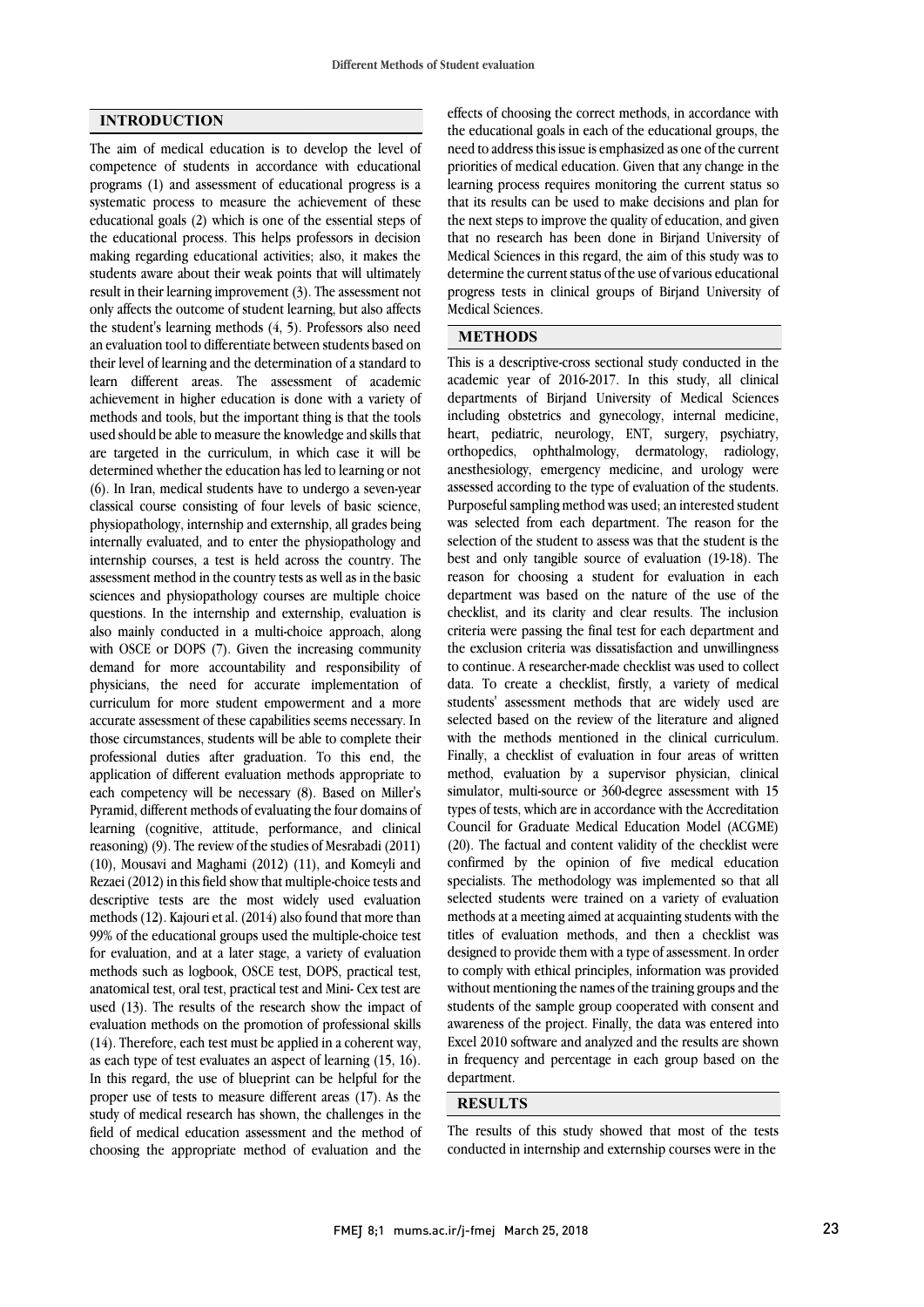## INTRODUCTION

The aim of medical education is to develop the level of competence of students in accordance with educational programs (1) and assessment of educational progress is a systematic process to measure the achievement of these educational goals (2) which is one of the essential steps of the educational process. This helps professors in decision making regarding educational activities; also, it makes the students aware about their weak points that will ultimately result in their learning improvement (3). The assessment not only affects the outcome of student learning, but also affects the student's learning methods (4, 5). Professors also need an evaluation tool to differentiate between students based on their level of learning and the determination of a standard to learn different areas. The assessment of academic achievement in higher education is done with a variety of methods and tools, but the important thing is that the tools used should be able to measure the knowledge and skills that are targeted in the curriculum, in which case it will be determined whether the education has led to learning or not (6). In Iran, medical students have to undergo a seven-year classical course consisting of four levels of basic science, physiopathology, internship and externship, all grades being internally evaluated, and to enter the physiopathology and internship courses, a test is held across the country. The assessment method in the country tests as well as in the basic sciences and physiopathology courses are multiple choice questions. In the internship and externship, evaluation is also mainly conducted in a multi-choice approach, along with OSCE or DOPS (7). Given the increasing community demand for more accountability and responsibility of physicians, the need for accurate implementation of curriculum for more student empowerment and a more accurate assessment of these capabilities seems necessary. In those circumstances, students will be able to complete their professional duties after graduation. To this end, the application of different evaluation methods appropriate to each competency will be necessary (8). Based on Miller's Pyramid, different methods of evaluating the four domains of learning (cognitive, attitude, performance, and clinical reasoning) (9). The review of the studies of Mesrabadi (2011) (10), Mousavi and Maghami (2012) (11), and Komeyli and Rezaei (2012) in this field show that multiple-choice tests and descriptive tests are the most widely used evaluation methods (12). Kajouri et al. (2014) also found that more than 99% of the educational groups used the multiple-choice test for evaluation, and at a later stage, a variety of evaluation methods such as logbook, OSCE test, DOPS, practical test, anatomical test, oral test, practical test and Mini- Cex test are used (13). The results of the research show the impact of evaluation methods on the promotion of professional skills (14). Therefore, each test must be applied in a coherent way, as each type of test evaluates an aspect of learning (15, 16). In this regard, the use of blueprint can be helpful for the proper use of tests to measure different areas (17). As the study of medical research has shown, the challenges in the field of medical education assessment and the method of choosing the appropriate method of evaluation and the effects of choosing the correct methods, in accordance with the educational goals in each of the educational groups, the need to address this issue is emphasized as one of the current priorities of medical education. Given that any change in the learning process requires monitoring the current status so that its results can be used to make decisions and plan for the next steps to improve the quality of education, and given that no research has been done in Birjand University of Medical Sciences in this regard, the aim of this study was to determine the current status of the use of various educational progress tests in clinical groups of Birjand University of Medical Sciences.

## METHODS

This is a descriptive-cross sectional study conducted in the academic year of 2016-2017. In this study, all clinical departments of Birjand University of Medical Sciences including obstetrics and gynecology, internal medicine, heart, pediatric, neurology, ENT, surgery, psychiatry, orthopedics, ophthalmology, dermatology, radiology, anesthesiology, emergency medicine, and urology were assessed according to the type of evaluation of the students. Purposeful sampling method was used; an interested student was selected from each department. The reason for the selection of the student to assess was that the student is the best and only tangible source of evaluation (19-18). The reason for choosing a student for evaluation in each department was based on the nature of the use of the checklist, and its clarity and clear results. The inclusion criteria were passing the final test for each department and the exclusion criteria was dissatisfaction and unwillingness to continue. A researcher-made checklist was used to collect data. To create a checklist, firstly, a variety of medical students' assessment methods that are widely used are selected based on the review of the literature and aligned with the methods mentioned in the clinical curriculum. Finally, a checklist of evaluation in four areas of written method, evaluation by a supervisor physician, clinical simulator, multi-source or 360-degree assessment with 15 types of tests, which are in accordance with the Accreditation Council for Graduate Medical Education Model (ACGME) (20). The factual and content validity of the checklist were confirmed by the opinion of five medical education specialists. The methodology was implemented so that all selected students were trained on a variety of evaluation methods at a meeting aimed at acquainting students with the titles of evaluation methods, and then a checklist was designed to provide them with a type of assessment. In order to comply with ethical principles, information was provided without mentioning the names of the training groups and the students of the sample group cooperated with consent and awareness of the project. Finally, the data was entered into Excel 2010 software and analyzed and the results are shown in frequency and percentage in each group based on the department.

## RESULTS

The results of this study showed that most of the tests conducted in internship and externship courses were in the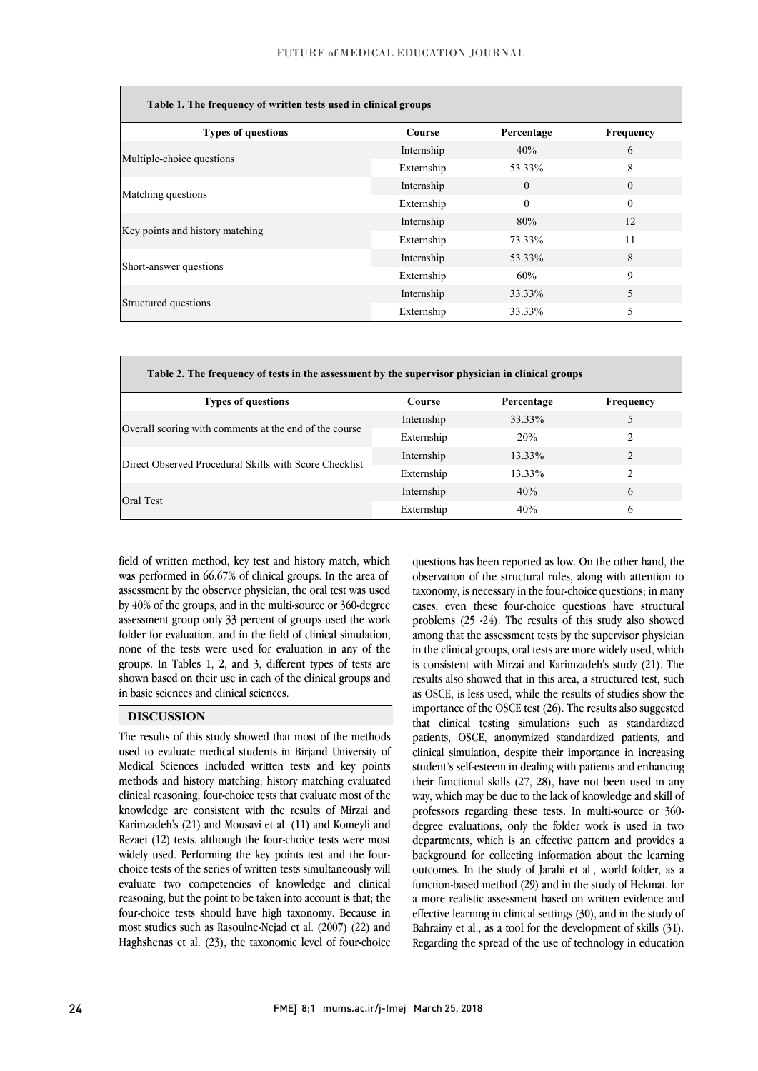**Table 1. The frequency of written tests used in clinical groups**

| Types of questions | Course | Percentage | Frequency |
|---|---|---|---|
| Multiple-choice questions | Internship | 40% | 6 |
| | Externship | 53.33% | 8 |
| Matching questions | Internship | 0 | 0 |
| | Externship | 0 | 0 |
| Key points and history matching | Internship | 80% | 12 |
| | Externship | 73.33% | 11 |
| Short-answer questions | Internship | 53.33% | 8 |
| | Externship | 60% | 9 |
| Structured questions | Internship | 33.33% | 5 |
| | Externship | 33.33% | 5 |

**Table 2. The frequency of tests in the assessment by the supervisor physician in clinical groups**

| Types of questions | Course | Percentage | Frequency |
|---|---|---|---|
| Overall scoring with comments at the end of the course | Internship | 33.33% | 5 |
| | Externship | 20% | 2 |
| Direct Observed Procedural Skills with Score Checklist | Internship | 13.33% | 2 |
| | Externship | 13.33% | 2 |
| Oral Test | Internship | 40% | 6 |
| | Externship | 40% | 6 |

field of written method, key test and history match, which was performed in 66.67% of clinical groups. In the area of assessment by the observer physician, the oral test was used by 40% of the groups, and in the multi-source or 360-degree assessment group only 33 percent of groups used the work folder for evaluation, and in the field of clinical simulation, none of the tests were used for evaluation in any of the groups. In Tables 1, 2, and 3, different types of tests are shown based on their use in each of the clinical groups and in basic sciences and clinical sciences.

## DISCUSSION

The results of this study showed that most of the methods used to evaluate medical students in Birjand University of Medical Sciences included written tests and key points methods and history matching; history matching evaluated clinical reasoning; four-choice tests that evaluate most of the knowledge are consistent with the results of Mirzai and Karimzadeh's (21) and Mousavi et al. (11) and Komeyli and Rezaei (12) tests, although the four-choice tests were most widely used. Performing the key points test and the four-choice tests of the series of written tests simultaneously will evaluate two competencies of knowledge and clinical reasoning, but the point to be taken into account is that; the four-choice tests should have high taxonomy. Because in most studies such as Rasoulne-Nejad et al. (2007) (22) and Haghshenas et al. (23), the taxonomic level of four-choice questions has been reported as low. On the other hand, the observation of the structural rules, along with attention to taxonomy, is necessary in the four-choice questions; in many cases, even these four-choice questions have structural problems (25 -24). The results of this study also showed among that the assessment tests by the supervisor physician in the clinical groups, oral tests are more widely used, which is consistent with Mirzai and Karimzadeh's study (21). The results also showed that in this area, a structured test, such as OSCE, is less used, while the results of studies show the importance of the OSCE test (26). The results also suggested that clinical testing simulations such as standardized patients, OSCE, anonymized standardized patients, and clinical simulation, despite their importance in increasing student's self-esteem in dealing with patients and enhancing their functional skills (27, 28), have not been used in any way, which may be due to the lack of knowledge and skill of professors regarding these tests. In multi-source or 360-degree evaluations, only the folder work is used in two departments, which is an effective pattern and provides a background for collecting information about the learning outcomes. In the study of Jarahi et al., world folder, as a function-based method (29) and in the study of Hekmat, for a more realistic assessment based on written evidence and effective learning in clinical settings (30), and in the study of Bahrainy et al., as a tool for the development of skills (31). Regarding the spread of the use of technology in education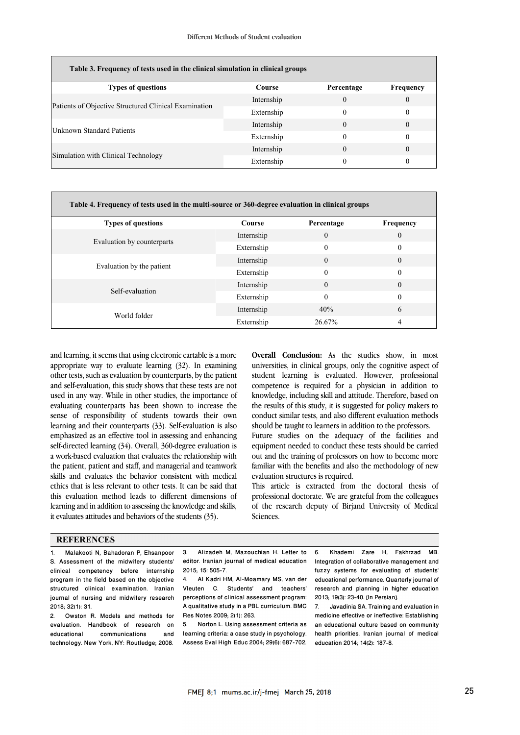**Table 3. Frequency of tests used in the clinical simulation in clinical groups**

| Types of questions | Course | Percentage | Frequency |
|---|---|---|---|
| Patients of Objective Structured Clinical Examination | Internship | 0 | 0 |
| | Externship | 0 | 0 |
| Unknown Standard Patients | Internship | 0 | 0 |
| | Externship | 0 | 0 |
| Simulation with Clinical Technology | Internship | 0 | 0 |
| | Externship | 0 | 0 |

**Table 4. Frequency of tests used in the multi-source or 360-degree evaluation in clinical groups**

| Types of questions | Course | Percentage | Frequency |
|---|---|---|---|
| Evaluation by counterparts | Internship | 0 | 0 |
| | Externship | 0 | 0 |
| Evaluation by the patient | Internship | 0 | 0 |
| | Externship | 0 | 0 |
| Self-evaluation | Internship | 0 | 0 |
| | Externship | 0 | 0 |
| World folder | Internship | 40% | 6 |
| | Externship | 26.67% | 4 |

and learning, it seems that using electronic cartable is a more appropriate way to evaluate learning (32). In examining other tests, such as evaluation by counterparts, by the patient and self-evaluation, this study shows that these tests are not used in any way. While in other studies, the importance of evaluating counterparts has been shown to increase the sense of responsibility of students towards their own learning and their counterparts (33). Self-evaluation is also emphasized as an effective tool in assessing and enhancing self-directed learning (34). Overall, 360-degree evaluation is a work-based evaluation that evaluates the relationship with the patient, patient and staff, and managerial and teamwork skills and evaluates the behavior consistent with medical ethics that is less relevant to other tests. It can be said that this evaluation method leads to different dimensions of learning and in addition to assessing the knowledge and skills, it evaluates attitudes and behaviors of the students (35).

**Overall Conclusion:** As the studies show, in most universities, in clinical groups, only the cognitive aspect of student learning is evaluated. However, professional competence is required for a physician in addition to knowledge, including skill and attitude. Therefore, based on the results of this study, it is suggested for policy makers to conduct similar tests, and also different evaluation methods should be taught to learners in addition to the professors.

Future studies on the adequacy of the facilities and equipment needed to conduct these tests should be carried out and the training of professors on how to become more familiar with the benefits and also the methodology of new evaluation structures is required.

This article is extracted from the doctoral thesis of professional doctorate. We are grateful from the colleagues of the research deputy of Birjand University of Medical Sciences.

## REFERENCES

1. Malakooti N, Bahadoran P, Ehsanpoor S. Assessment of the midwifery students' clinical competency before internship program in the field based on the objective structured clinical examination. Iranian journal of nursing and midwifery research 2018; 32(1): 31.
2. Owston R. Models and methods for evaluation. Handbook of research on educational communications and technology. New York, NY: Routledge; 2008.
3. Alizadeh M, Mazouchian H. Letter to editor. Iranian journal of medical education 2015; 15: 505-7.
4. Al Kadri HM, Al-Moamary MS, van der Vleuten C. Students' and teachers' perceptions of clinical assessment program: A qualitative study in a PBL curriculum. BMC Res Notes 2009; 2(1): 263.
5. Norton L. Using assessment criteria as learning criteria: a case study in psychology. Assess Eval High Educ 2004; 29(6): 687-702.
6. Khademi Zare H, Fakhrzad MB. Integration of collaborative management and fuzzy systems for evaluating of students' educational performance. Quarterly journal of research and planning in higher education 2013; 19(3): 23-40. [In Persian].
7. Javadinia SA. Training and evaluation in medicine effective or ineffective: Establishing an educational culture based on community health priorities. Iranian journal of medical education 2014; 14(2): 187-8.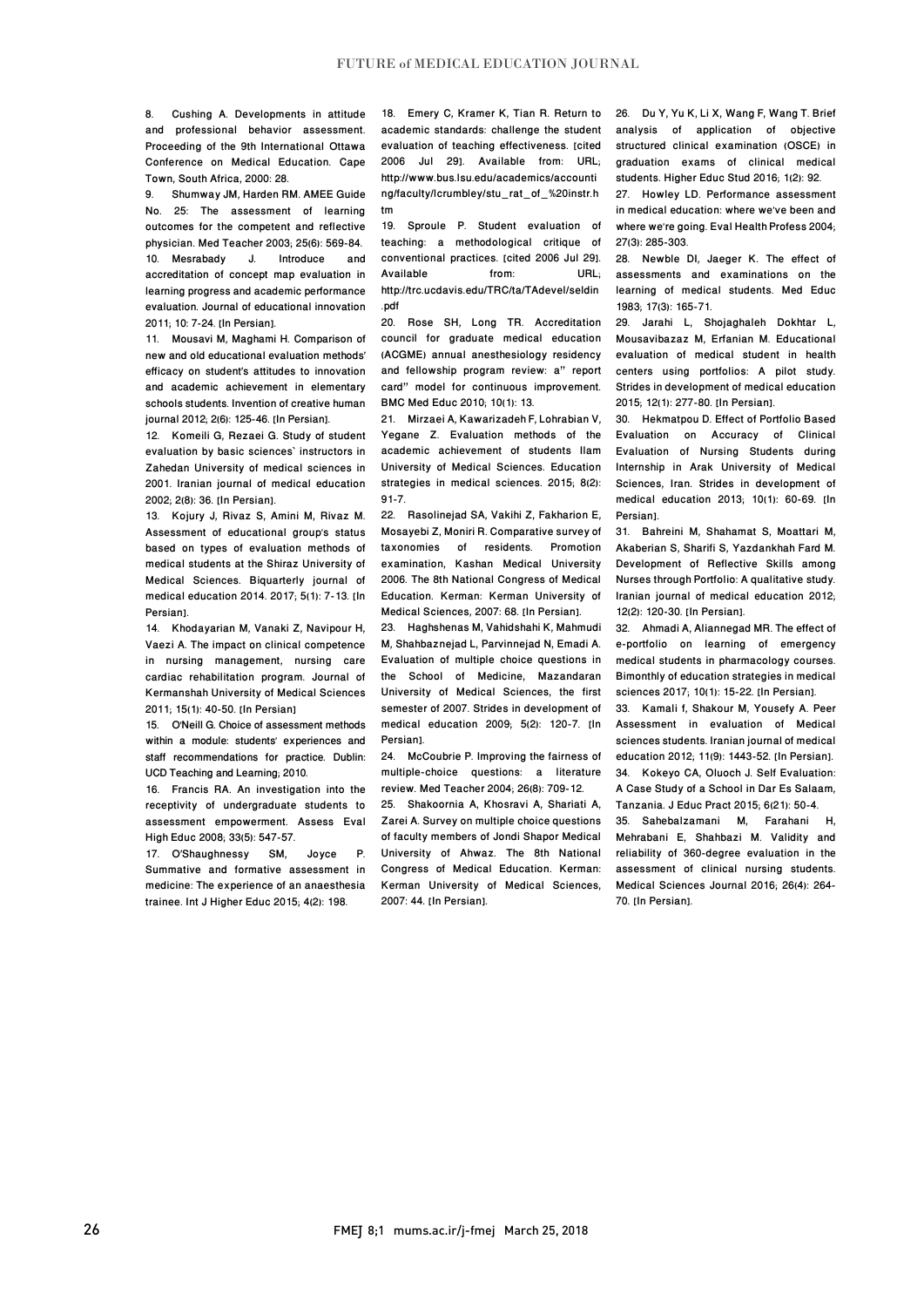8. Cushing A. Developments in attitude and professional behavior assessment. Proceeding of the 9th International Ottawa Conference on Medical Education. Cape Town, South Africa, 2000: 28.

9. Shumway JM, Harden RM. AMEE Guide No. 25: The assessment of learning outcomes for the competent and reflective physician. Med Teacher 2003; 25(6): 569-84.

10. Mesrabady J. Introduce and accreditation of concept map evaluation in learning progress and academic performance evaluation. Journal of educational innovation 2011; 10: 7-24. [In Persian].

11. Mousavi M, Maghami H. Comparison of new and old educational evaluation methods' efficacy on student's attitudes to innovation and academic achievement in elementary schools students. Invention of creative human journal 2012; 2(6): 125-46. [In Persian].

12. Komeili G, Rezaei G. Study of student evaluation by basic sciences` instructors in Zahedan University of medical sciences in 2001. Iranian journal of medical education 2002; 2(8): 36. [In Persian].

13. Kojury J, Rivaz S, Amini M, Rivaz M. Assessment of educational group's status based on types of evaluation methods of medical students at the Shiraz University of Medical Sciences. Biquarterly journal of medical education 2014. 2017; 5(1): 7-13. [In Persian].

14. Khodayarian M, Vanaki Z, Navipour H, Vaezi A. The impact on clinical competence in nursing management, nursing care cardiac rehabilitation program. Journal of Kermanshah University of Medical Sciences 2011; 15(1): 40-50. [In Persian]

15. O'Neill G. Choice of assessment methods within a module: students' experiences and staff recommendations for practice. Dublin: UCD Teaching and Learning; 2010.

16. Francis RA. An investigation into the receptivity of undergraduate students to assessment empowerment. Assess Eval High Educ 2008; 33(5): 547-57.

17. O'Shaughnessy SM, Joyce P. Summative and formative assessment in medicine: The experience of an anaesthesia trainee. Int J Higher Educ 2015; 4(2): 198.

18. Emery C, Kramer K, Tian R. Return to academic standards: challenge the student evaluation of teaching effectiveness. [cited 2006 Jul 29]. Available from: URL; http://www.bus.lsu.edu/academics/accounting/faculty/lcrumbley/stu_rat_of_%20instr.htm

19. Sproule P. Student evaluation of teaching: a methodological critique of conventional practices. [cited 2006 Jul 29]. Available from: URL; http://trc.ucdavis.edu/TRC/ta/TAdevel/seldin.pdf

20. Rose SH, Long TR. Accreditation council for graduate medical education (ACGME) annual anesthesiology residency and fellowship program review: a" report card" model for continuous improvement. BMC Med Educ 2010; 10(1): 13.

21. Mirzaei A, Kawarizadeh F, Lohrabian V, Yegane Z. Evaluation methods of the academic achievement of students Ilam University of Medical Sciences. Education strategies in medical sciences. 2015; 8(2): 91-7.

22. Rasolinejad SA, Vakihi Z, Fakharion E, Mosayebi Z, Moniri R. Comparative survey of taxonomies of residents. Promotion examination, Kashan Medical University 2006. The 8th National Congress of Medical Education. Kerman: Kerman University of Medical Sciences, 2007: 68. [In Persian].

23. Haghshenas M, Vahidshahi K, Mahmudi M, Shahbaznejad L, Parvinnejad N, Emadi A. Evaluation of multiple choice questions in the School of Medicine, Mazandaran University of Medical Sciences, the first semester of 2007. Strides in development of medical education 2009; 5(2): 120-7. [In Persian].

24. McCoubrie P. Improving the fairness of multiple-choice questions: a literature review. Med Teacher 2004; 26(8): 709-12.

25. Shakoornia A, Khosravi A, Shariati A, Zarei A. Survey on multiple choice questions of faculty members of Jondi Shapor Medical University of Ahwaz. The 8th National Congress of Medical Education. Kerman: Kerman University of Medical Sciences, 2007: 44. [In Persian].

26. Du Y, Yu K, Li X, Wang F, Wang T. Brief analysis of application of objective structured clinical examination (OSCE) in graduation exams of clinical medical students. Higher Educ Stud 2016; 1(2): 92.

27. Howley LD. Performance assessment in medical education: where we've been and where we're going. Eval Health Profess 2004; 27(3): 285-303.

28. Newble DI, Jaeger K. The effect of assessments and examinations on the learning of medical students. Med Educ 1983; 17(3): 165-71.

29. Jarahi L, Shojaghaleh Dokhtar L, Mousavibazaz M, Erfanian M. Educational evaluation of medical student in health centers using portfolios: A pilot study. Strides in development of medical education 2015; 12(1): 277-80. [In Persian].

30. Hekmatpou D. Effect of Portfolio Based Evaluation on Accuracy of Clinical Evaluation of Nursing Students during Internship in Arak University of Medical Sciences, Iran. Strides in development of medical education 2013; 10(1): 60-69. [In Persian].

31. Bahreini M, Shahamat S, Moattari M, Akaberian S, Sharifi S, Yazdankhah Fard M. Development of Reflective Skills among Nurses through Portfolio: A qualitative study. Iranian journal of medical education 2012; 12(2): 120-30. [In Persian].

32. Ahmadi A, Aliannegad MR. The effect of e-portfolio on learning of emergency medical students in pharmacology courses. Bimonthly of education strategies in medical sciences 2017; 10(1): 15-22. [In Persian].

33. Kamali f, Shakour M, Yousefy A. Peer Assessment in evaluation of Medical sciences students. Iranian journal of medical education 2012; 11(9): 1443-52. [In Persian].

34. Kokeyo CA, Oluoch J. Self Evaluation: A Case Study of a School in Dar Es Salaam, Tanzania. J Educ Pract 2015; 6(21): 50-4.

35. Sahebalzamani M, Farahani H, Mehrabani E, Shahbazi M. Validity and reliability of 360-degree evaluation in the assessment of clinical nursing students. Medical Sciences Journal 2016; 26(4): 264-70. [In Persian].